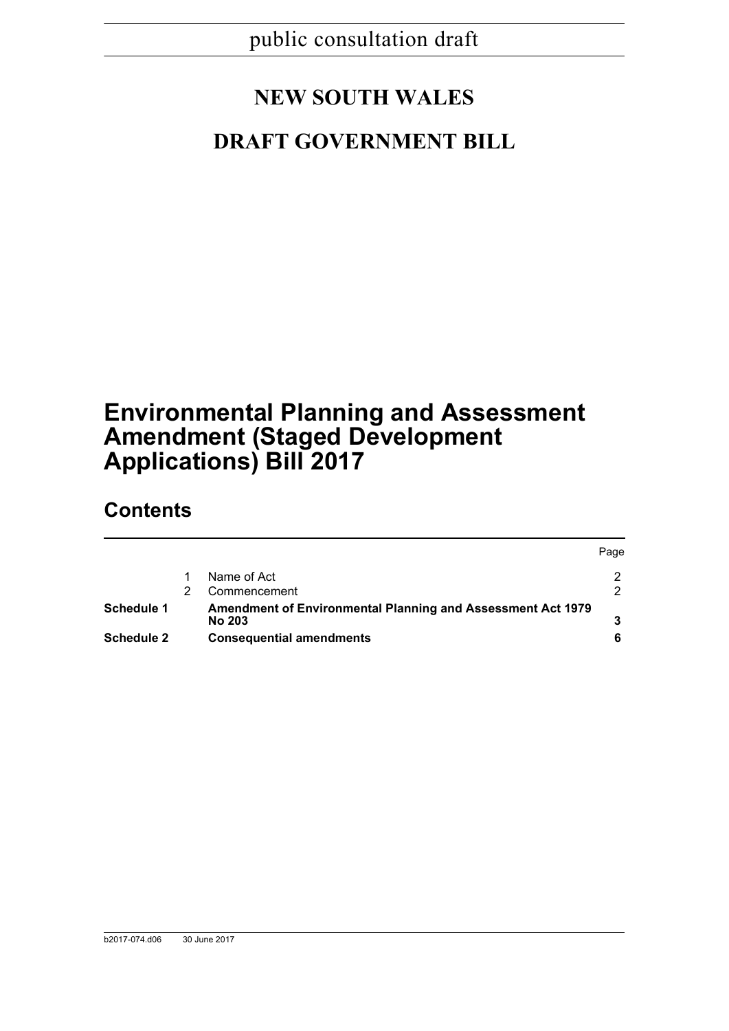public consultation draft

# NEW SOUTH WALES

# DRAFT GOVERNMENT BILL

# Environmental Planning and Assessment Amendment (Staged Development Applications) Bill 2017

## Contents

| | | | Page |
|---|---|---|---|
| | 1 | Name of Act | 2 |
| | 2 | Commencement | 2 |
| **Schedule 1** | | **Amendment of Environmental Planning and Assessment Act 1979 No 203** | **3** |
| **Schedule 2** | | **Consequential amendments** | **6** |

b2017-074.d06 30 June 2017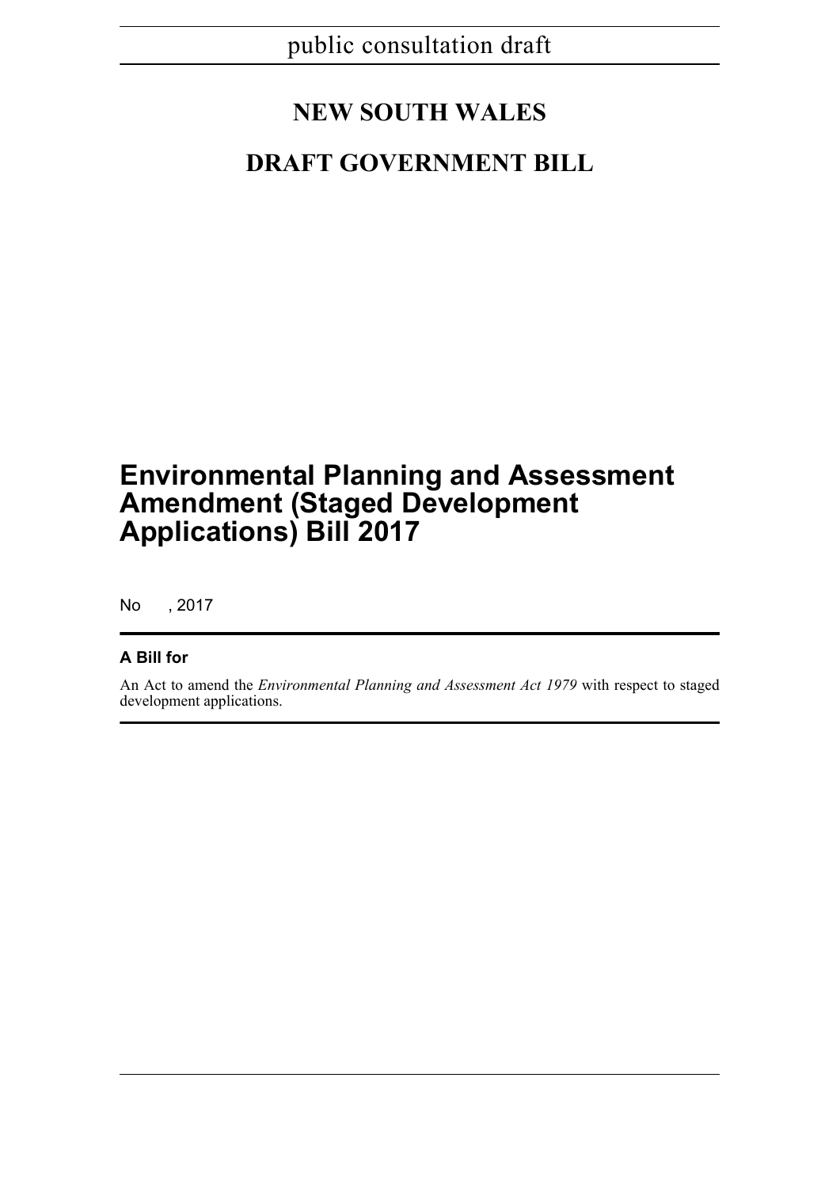public consultation draft

# NEW SOUTH WALES

# DRAFT GOVERNMENT BILL

# Environmental Planning and Assessment Amendment (Staged Development Applications) Bill 2017

No , 2017

**A Bill for**

An Act to amend the *Environmental Planning and Assessment Act 1979* with respect to staged development applications.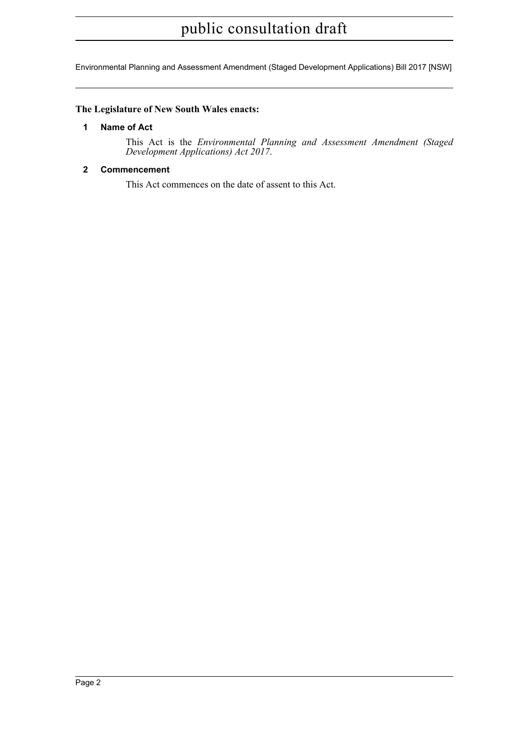**The Legislature of New South Wales enacts:**

## 1 Name of Act

This Act is the *Environmental Planning and Assessment Amendment (Staged Development Applications) Act 2017*.

## 2 Commencement

This Act commences on the date of assent to this Act.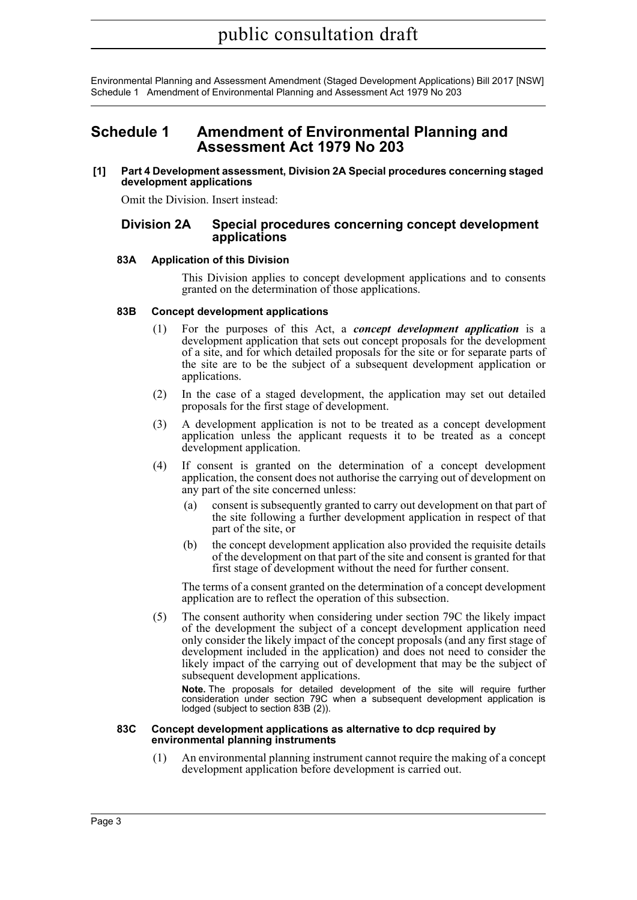# Schedule 1 Amendment of Environmental Planning and Assessment Act 1979 No 203

**[1] Part 4 Development assessment, Division 2A Special procedures concerning staged development applications**

Omit the Division. Insert instead:

## Division 2A Special procedures concerning concept development applications

### 83A Application of this Division

This Division applies to concept development applications and to consents granted on the determination of those applications.

### 83B Concept development applications

(1) For the purposes of this Act, a ***concept development application*** is a development application that sets out concept proposals for the development of a site, and for which detailed proposals for the site or for separate parts of the site are to be the subject of a subsequent development application or applications.

(2) In the case of a staged development, the application may set out detailed proposals for the first stage of development.

(3) A development application is not to be treated as a concept development application unless the applicant requests it to be treated as a concept development application.

(4) If consent is granted on the determination of a concept development application, the consent does not authorise the carrying out of development on any part of the site concerned unless:

(a) consent is subsequently granted to carry out development on that part of the site following a further development application in respect of that part of the site, or

(b) the concept development application also provided the requisite details of the development on that part of the site and consent is granted for that first stage of development without the need for further consent.

The terms of a consent granted on the determination of a concept development application are to reflect the operation of this subsection.

(5) The consent authority when considering under section 79C the likely impact of the development the subject of a concept development application need only consider the likely impact of the concept proposals (and any first stage of development included in the application) and does not need to consider the likely impact of the carrying out of development that may be the subject of subsequent development applications.

**Note.** The proposals for detailed development of the site will require further consideration under section 79C when a subsequent development application is lodged (subject to section 83B (2)).

### 83C Concept development applications as alternative to dcp required by environmental planning instruments

(1) An environmental planning instrument cannot require the making of a concept development application before development is carried out.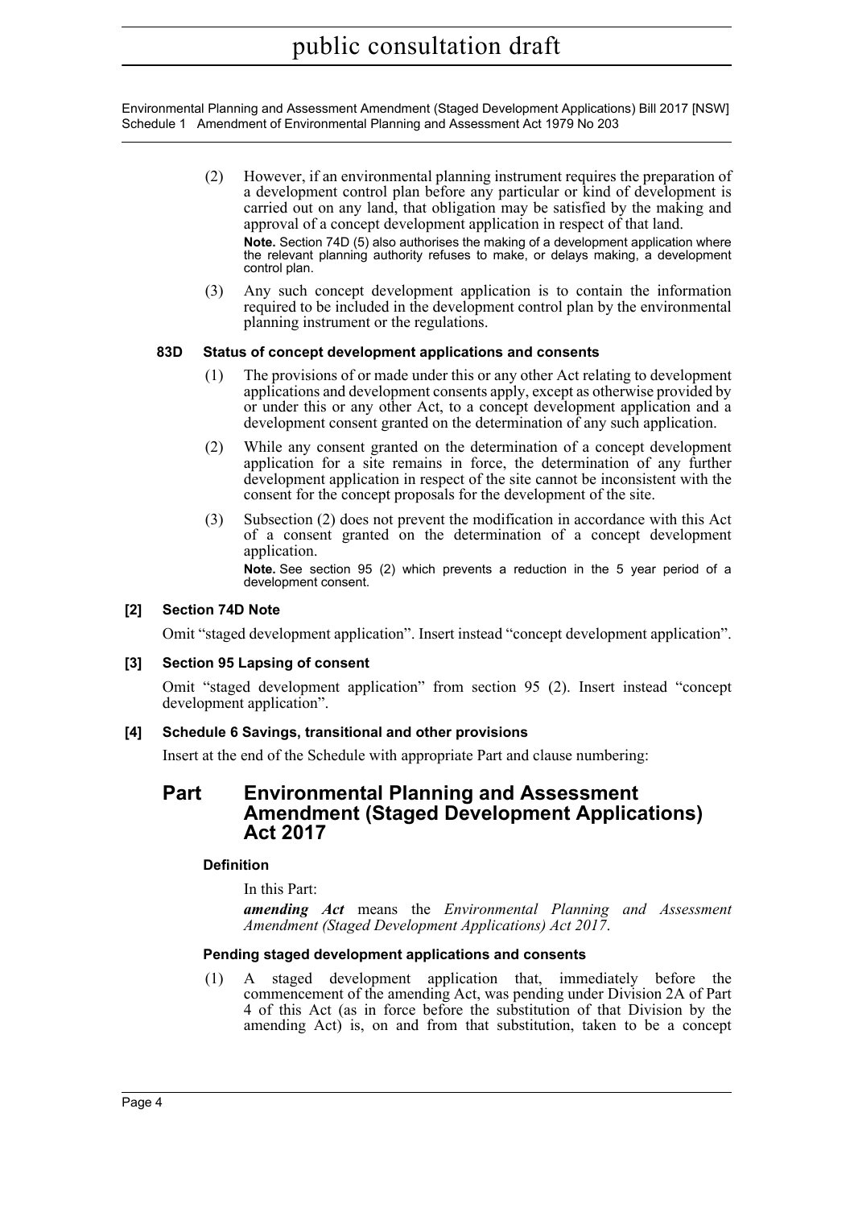(2) However, if an environmental planning instrument requires the preparation of a development control plan before any particular or kind of development is carried out on any land, that obligation may be satisfied by the making and approval of a concept development application in respect of that land.

**Note.** Section 74D (5) also authorises the making of a development application where the relevant planning authority refuses to make, or delays making, a development control plan.

(3) Any such concept development application is to contain the information required to be included in the development control plan by the environmental planning instrument or the regulations.

#### 83D Status of concept development applications and consents

(1) The provisions of or made under this or any other Act relating to development applications and development consents apply, except as otherwise provided by or under this or any other Act, to a concept development application and a development consent granted on the determination of any such application.

(2) While any consent granted on the determination of a concept development application for a site remains in force, the determination of any further development application in respect of the site cannot be inconsistent with the consent for the concept proposals for the development of the site.

(3) Subsection (2) does not prevent the modification in accordance with this Act of a consent granted on the determination of a concept development application.

**Note.** See section 95 (2) which prevents a reduction in the 5 year period of a development consent.

### [2] Section 74D Note

Omit "staged development application". Insert instead "concept development application".

### [3] Section 95 Lapsing of consent

Omit "staged development application" from section 95 (2). Insert instead "concept development application".

### [4] Schedule 6 Savings, transitional and other provisions

Insert at the end of the Schedule with appropriate Part and clause numbering:

## Part Environmental Planning and Assessment Amendment (Staged Development Applications) Act 2017

#### Definition

In this Part:

***amending Act*** means the *Environmental Planning and Assessment Amendment (Staged Development Applications) Act 2017*.

#### Pending staged development applications and consents

(1) A staged development application that, immediately before the commencement of the amending Act, was pending under Division 2A of Part 4 of this Act (as in force before the substitution of that Division by the amending Act) is, on and from that substitution, taken to be a concept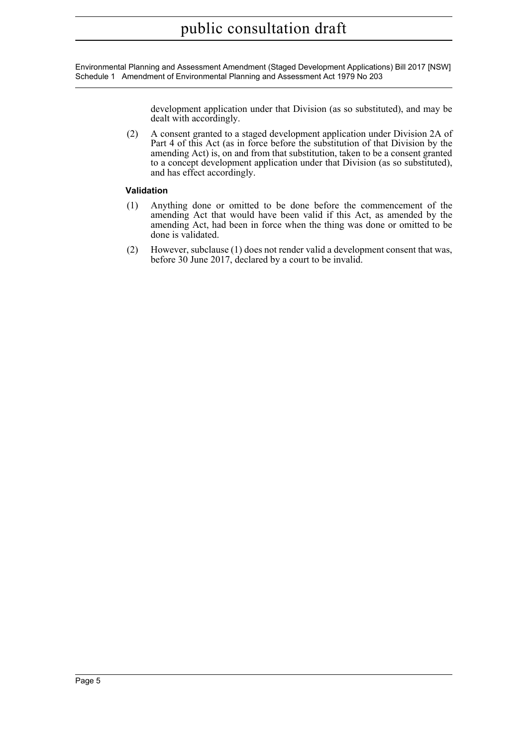development application under that Division (as so substituted), and may be dealt with accordingly.

(2) A consent granted to a staged development application under Division 2A of Part 4 of this Act (as in force before the substitution of that Division by the amending Act) is, on and from that substitution, taken to be a consent granted to a concept development application under that Division (as so substituted), and has effect accordingly.

**Validation**

(1) Anything done or omitted to be done before the commencement of the amending Act that would have been valid if this Act, as amended by the amending Act, had been in force when the thing was done or omitted to be done is validated.

(2) However, subclause (1) does not render valid a development consent that was, before 30 June 2017, declared by a court to be invalid.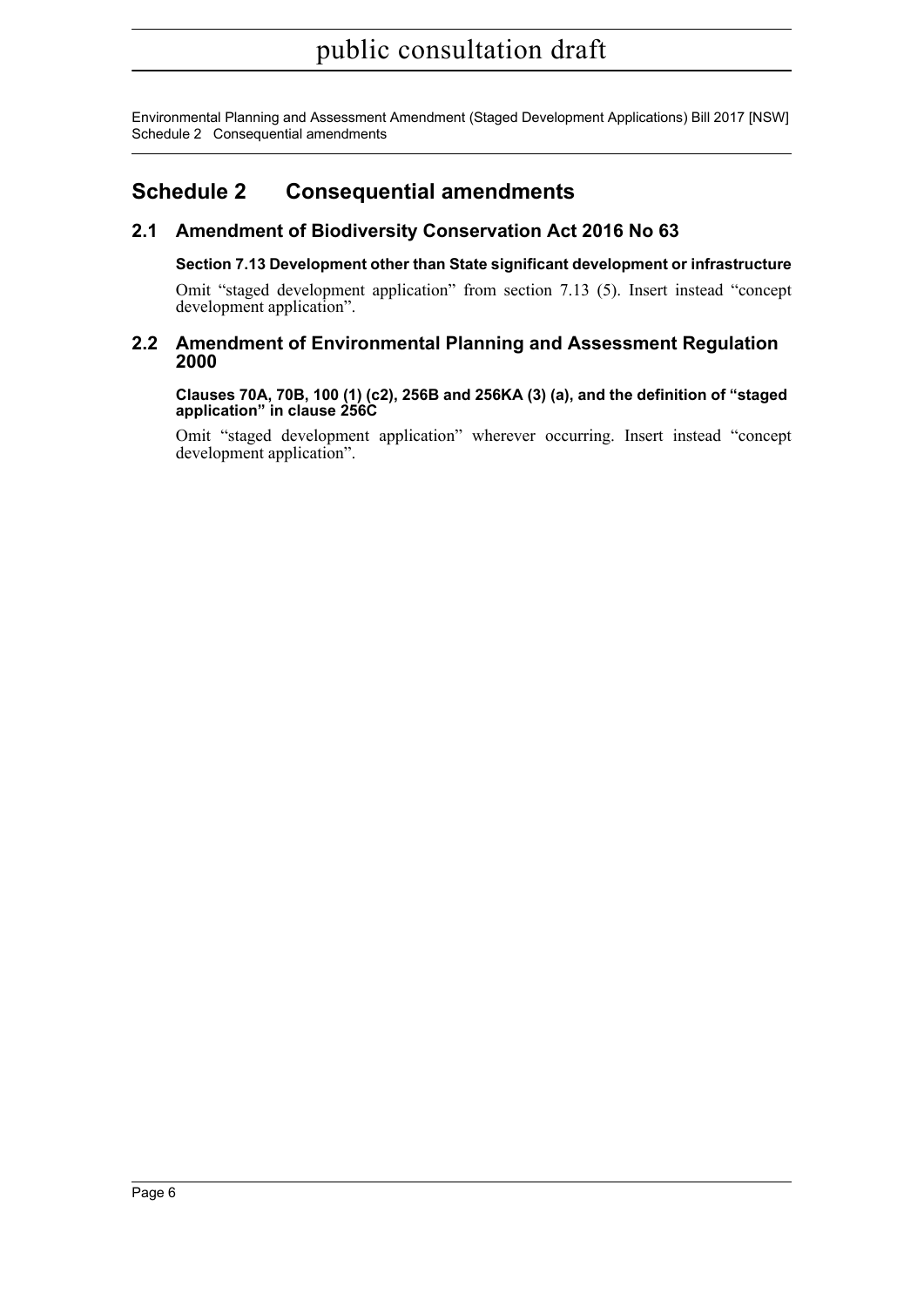# Schedule 2 Consequential amendments

## 2.1 Amendment of Biodiversity Conservation Act 2016 No 63

**Section 7.13 Development other than State significant development or infrastructure**

Omit "staged development application" from section 7.13 (5). Insert instead "concept development application".

## 2.2 Amendment of Environmental Planning and Assessment Regulation 2000

**Clauses 70A, 70B, 100 (1) (c2), 256B and 256KA (3) (a), and the definition of "staged application" in clause 256C**

Omit "staged development application" wherever occurring. Insert instead "concept development application".